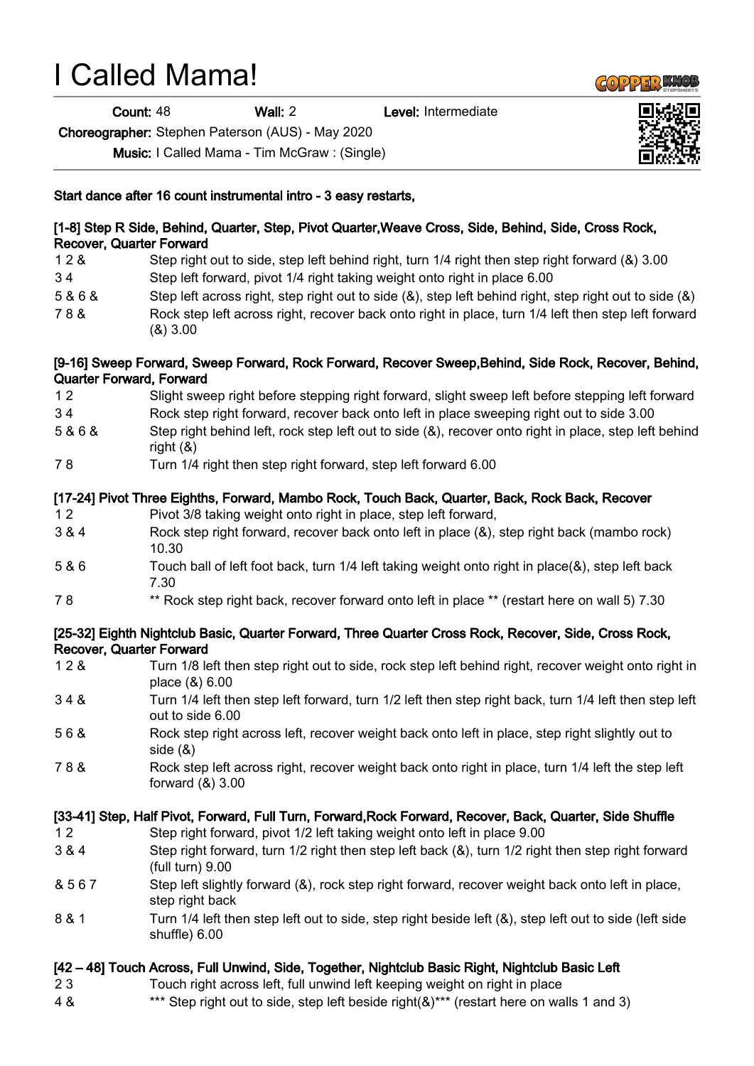# I Called Mama!

**Count:** 48 **Wall:** 2 **Level:** Intermediate

**Choreographer:** Stephen Paterson (AUS) - May 2020

**Music:** I Called Mama - Tim McGraw : (Single)

**Start dance after 16 count instrumental intro - 3 easy restarts,**

**[1-8] Step R Side, Behind, Quarter, Step, Pivot Quarter,Weave Cross, Side, Behind, Side, Cross Rock, Recover, Quarter Forward**

| | |
|---|---|
| 1 2 & | Step right out to side, step left behind right, turn 1/4 right then step right forward (&) 3.00 |
| 3 4 | Step left forward, pivot 1/4 right taking weight onto right in place 6.00 |
| 5 & 6 & | Step left across right, step right out to side (&), step left behind right, step right out to side (&) |
| 7 8 & | Rock step left across right, recover back onto right in place, turn 1/4 left then step left forward (&) 3.00 |

**[9-16] Sweep Forward, Sweep Forward, Rock Forward, Recover Sweep,Behind, Side Rock, Recover, Behind, Quarter Forward, Forward**

| | |
|---|---|
| 1 2 | Slight sweep right before stepping right forward, slight sweep left before stepping left forward |
| 3 4 | Rock step right forward, recover back onto left in place sweeping right out to side 3.00 |
| 5 & 6 & | Step right behind left, rock step left out to side (&), recover onto right in place, step left behind right (&) |
| 7 8 | Turn 1/4 right then step right forward, step left forward 6.00 |

**[17-24] Pivot Three Eighths, Forward, Mambo Rock, Touch Back, Quarter, Back, Rock Back, Recover**

| | |
|---|---|
| 1 2 | Pivot 3/8 taking weight onto right in place, step left forward, |
| 3 & 4 | Rock step right forward, recover back onto left in place (&), step right back (mambo rock) 10.30 |
| 5 & 6 | Touch ball of left foot back, turn 1/4 left taking weight onto right in place(&), step left back 7.30 |
| 7 8 | ** Rock step right back, recover forward onto left in place ** (restart here on wall 5) 7.30 |

**[25-32] Eighth Nightclub Basic, Quarter Forward, Three Quarter Cross Rock, Recover, Side, Cross Rock, Recover, Quarter Forward**

| | |
|---|---|
| 1 2 & | Turn 1/8 left then step right out to side, rock step left behind right, recover weight onto right in place (&) 6.00 |
| 3 4 & | Turn 1/4 left then step left forward, turn 1/2 left then step right back, turn 1/4 left then step left out to side 6.00 |
| 5 6 & | Rock step right across left, recover weight back onto left in place, step right slightly out to side (&) |
| 7 8 & | Rock step left across right, recover weight back onto right in place, turn 1/4 left the step left forward (&) 3.00 |

**[33-41] Step, Half Pivot, Forward, Full Turn, Forward,Rock Forward, Recover, Back, Quarter, Side Shuffle**

| | |
|---|---|
| 1 2 | Step right forward, pivot 1/2 left taking weight onto left in place 9.00 |
| 3 & 4 | Step right forward, turn 1/2 right then step left back (&), turn 1/2 right then step right forward (full turn) 9.00 |
| & 5 6 7 | Step left slightly forward (&), rock step right forward, recover weight back onto left in place, step right back |
| 8 & 1 | Turn 1/4 left then step left out to side, step right beside left (&), step left out to side (left side shuffle) 6.00 |

**[42 – 48] Touch Across, Full Unwind, Side, Together, Nightclub Basic Right, Nightclub Basic Left**

| | |
|---|---|
| 2 3 | Touch right across left, full unwind left keeping weight on right in place |
| 4 & | *** Step right out to side, step left beside right(&)*** (restart here on walls 1 and 3) |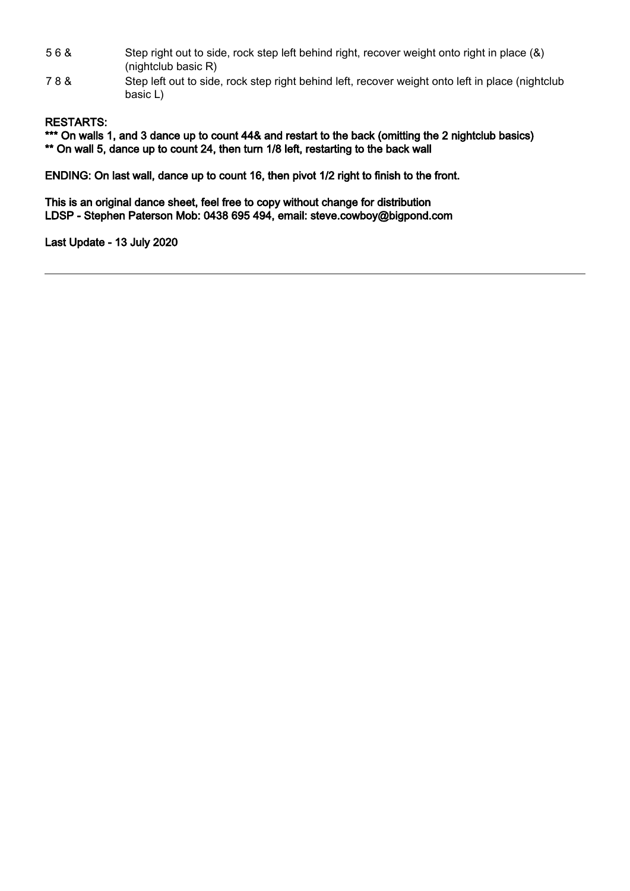| | |
|---|---|
| 5 6 & | Step right out to side, rock step left behind right, recover weight onto right in place (&) (nightclub basic R) |
| 7 8 & | Step left out to side, rock step right behind left, recover weight onto left in place (nightclub basic L) |

**RESTARTS:**
**\*\*\* On walls 1, and 3 dance up to count 44& and restart to the back (omitting the 2 nightclub basics)**
**\*\* On wall 5, dance up to count 24, then turn 1/8 left, restarting to the back wall**

**ENDING: On last wall, dance up to count 16, then pivot 1/2 right to finish to the front.**

**This is an original dance sheet, feel free to copy without change for distribution**
**LDSP - Stephen Paterson Mob: 0438 695 494, email: steve.cowboy@bigpond.com**

**Last Update - 13 July 2020**

---